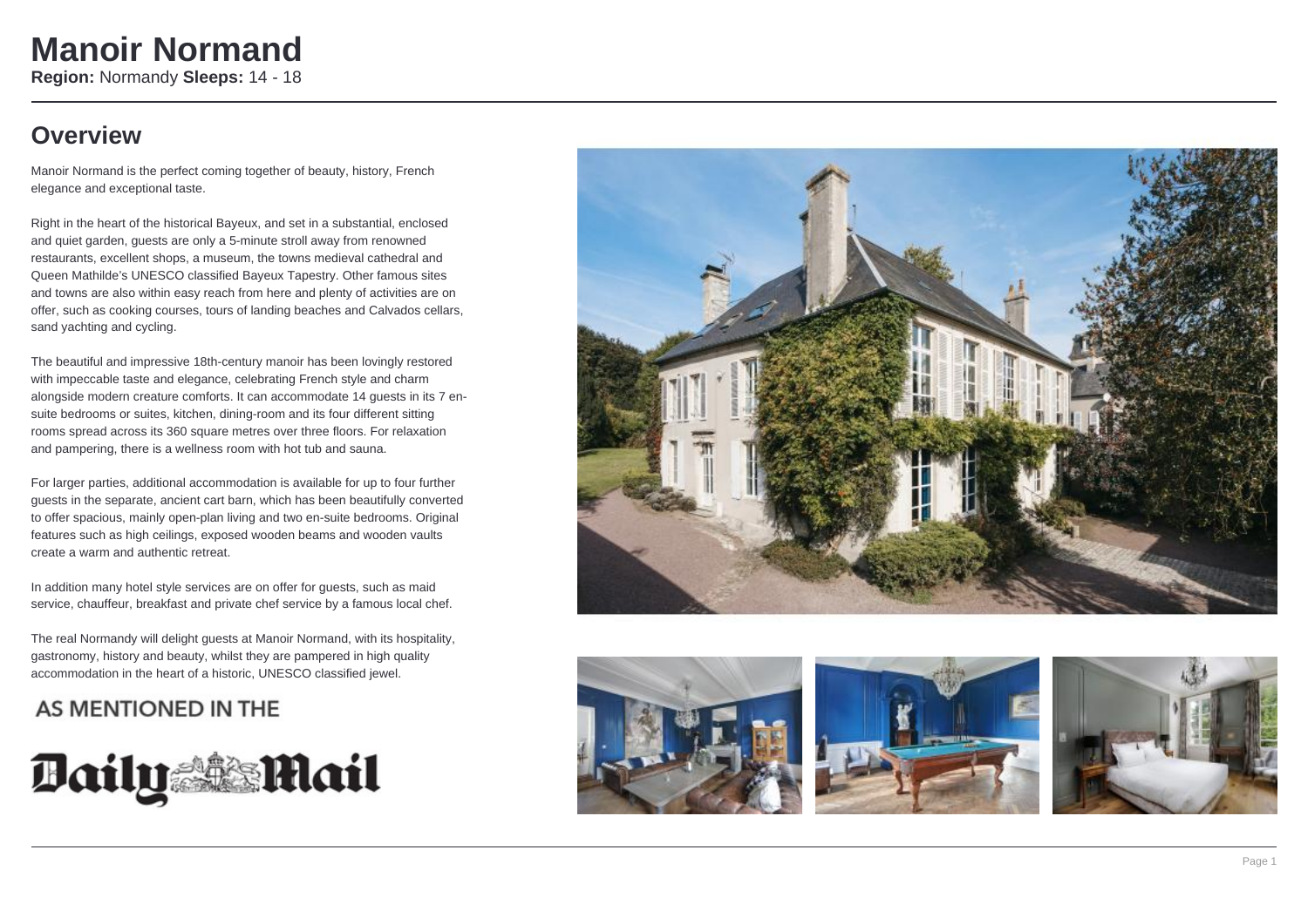# Manoir Normand

**Region:** Normandy **Sleeps:** 14 - 18

## Overview

Manoir Normand is the perfect coming together of beauty, history, French elegance and exceptional taste.

Right in the heart of the historical Bayeux, and set in a substantial, enclosed and quiet garden, guests are only a 5-minute stroll away from renowned restaurants, excellent shops, a museum, the towns medieval cathedral and Queen Mathilde's UNESCO classified Bayeux Tapestry. Other famous sites and towns are also within easy reach from here and plenty of activities are on offer, such as cooking courses, tours of landing beaches and Calvados cellars, sand yachting and cycling.

The beautiful and impressive 18th-century manoir has been lovingly restored with impeccable taste and elegance, celebrating French style and charm alongside modern creature comforts. It can accommodate 14 guests in its 7 en-suite bedrooms or suites, kitchen, dining-room and its four different sitting rooms spread across its 360 square metres over three floors. For relaxation and pampering, there is a wellness room with hot tub and sauna.

For larger parties, additional accommodation is available for up to four further guests in the separate, ancient cart barn, which has been beautifully converted to offer spacious, mainly open-plan living and two en-suite bedrooms. Original features such as high ceilings, exposed wooden beams and wooden vaults create a warm and authentic retreat.

In addition many hotel style services are on offer for guests, such as maid service, chauffeur, breakfast and private chef service by a famous local chef.

The real Normandy will delight guests at Manoir Normand, with its hospitality, gastronomy, history and beauty, whilst they are pampered in high quality accommodation in the heart of a historic, UNESCO classified jewel.

AS MENTIONED IN THE

Daily Mail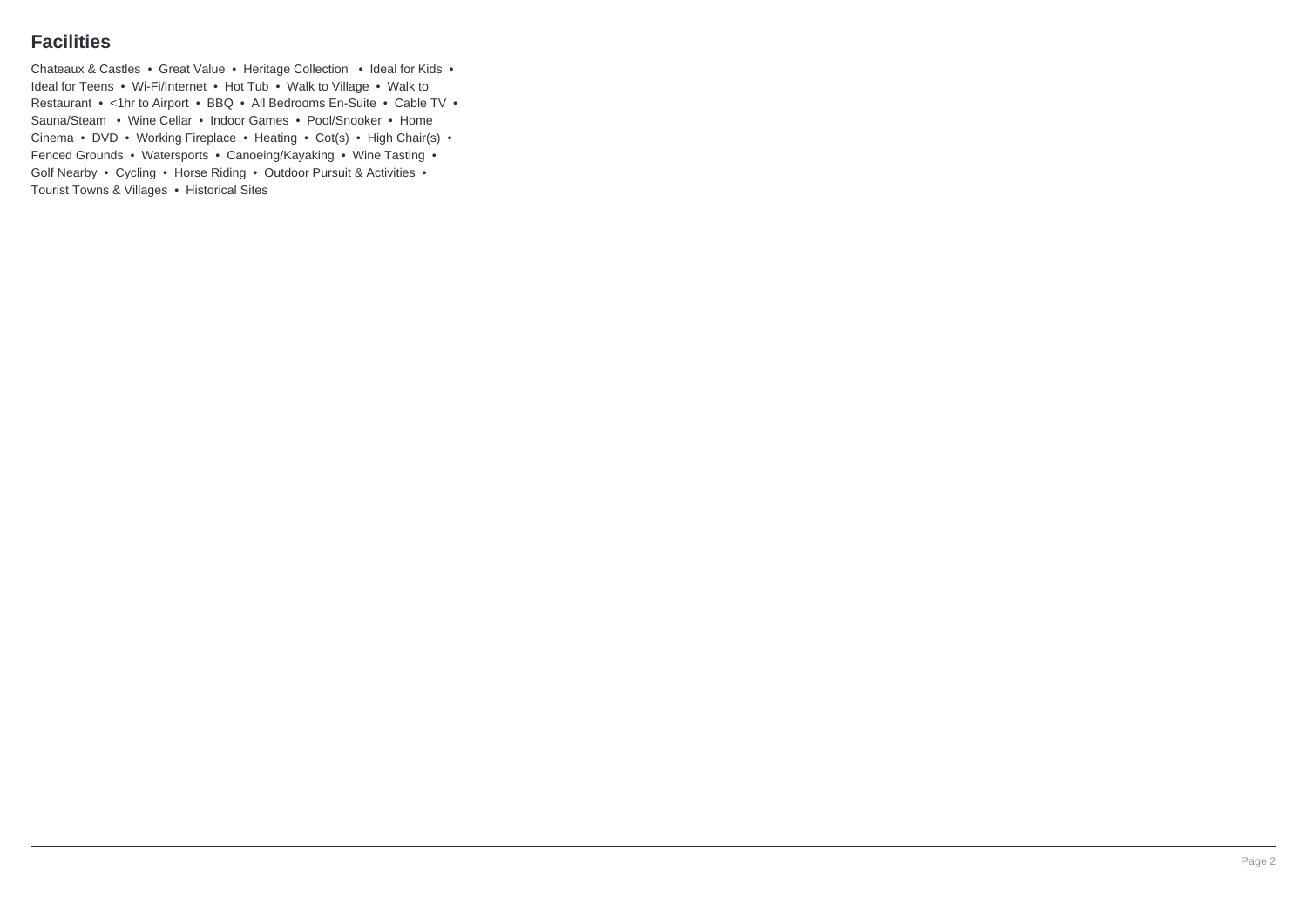## Facilities

Chateaux & Castles • Great Value • Heritage Collection • Ideal for Kids • Ideal for Teens • Wi-Fi/Internet • Hot Tub • Walk to Village • Walk to Restaurant • <1hr to Airport • BBQ • All Bedrooms En-Suite • Cable TV • Sauna/Steam • Wine Cellar • Indoor Games • Pool/Snooker • Home Cinema • DVD • Working Fireplace • Heating • Cot(s) • High Chair(s) • Fenced Grounds • Watersports • Canoeing/Kayaking • Wine Tasting • Golf Nearby • Cycling • Horse Riding • Outdoor Pursuit & Activities • Tourist Towns & Villages • Historical Sites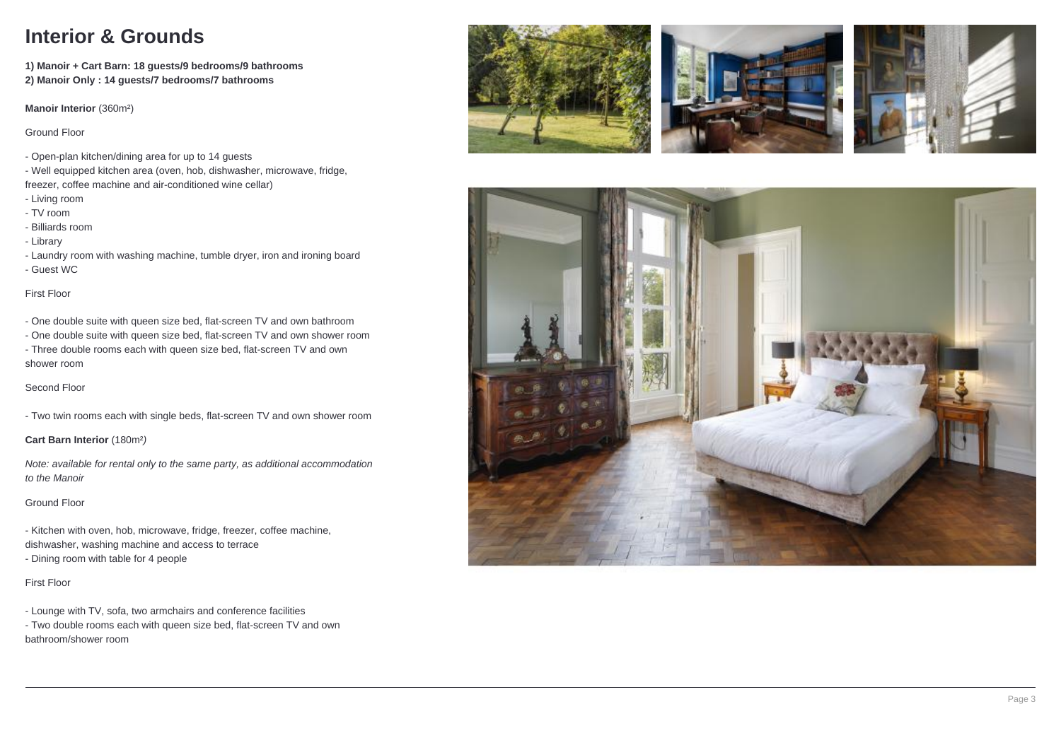# Interior & Grounds

**1) Manoir + Cart Barn: 18 guests/9 bedrooms/9 bathrooms**
**2) Manoir Only : 14 guests/7 bedrooms/7 bathrooms**

**Manoir Interior** (360m²)

Ground Floor

- Open-plan kitchen/dining area for up to 14 guests
- Well equipped kitchen area (oven, hob, dishwasher, microwave, fridge, freezer, coffee machine and air-conditioned wine cellar)
- Living room
- TV room
- Billiards room
- Library
- Laundry room with washing machine, tumble dryer, iron and ironing board
- Guest WC

First Floor

- One double suite with queen size bed, flat-screen TV and own bathroom
- One double suite with queen size bed, flat-screen TV and own shower room
- Three double rooms each with queen size bed, flat-screen TV and own shower room

Second Floor

- Two twin rooms each with single beds, flat-screen TV and own shower room

**Cart Barn Interior** (180m²)

*Note: available for rental only to the same party, as additional accommodation to the Manoir*

Ground Floor

- Kitchen with oven, hob, microwave, fridge, freezer, coffee machine, dishwasher, washing machine and access to terrace
- Dining room with table for 4 people

First Floor

- Lounge with TV, sofa, two armchairs and conference facilities
- Two double rooms each with queen size bed, flat-screen TV and own bathroom/shower room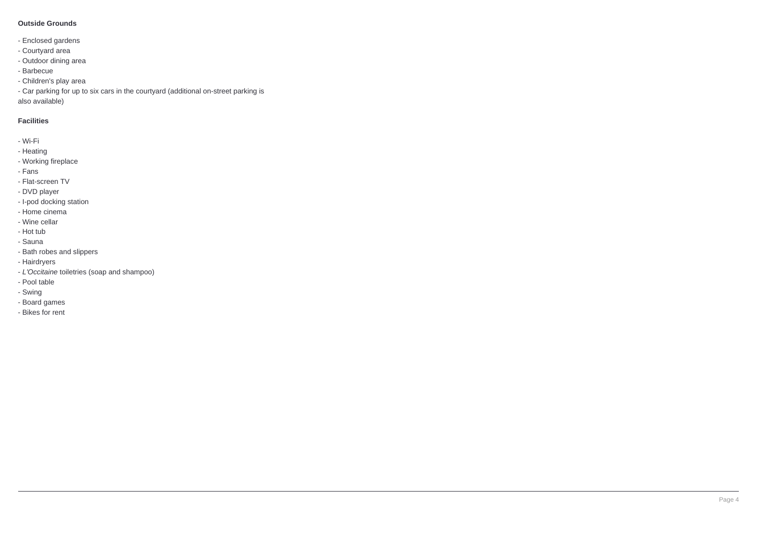**Outside Grounds**

- Enclosed gardens
- Courtyard area
- Outdoor dining area
- Barbecue
- Children's play area
- Car parking for up to six cars in the courtyard (additional on-street parking is also available)

**Facilities**

- Wi-Fi
- Heating
- Working fireplace
- Fans
- Flat-screen TV
- DVD player
- I-pod docking station
- Home cinema
- Wine cellar
- Hot tub
- Sauna
- Bath robes and slippers
- Hairdryers
- *L'Occitaine* toiletries (soap and shampoo)
- Pool table
- Swing
- Board games
- Bikes for rent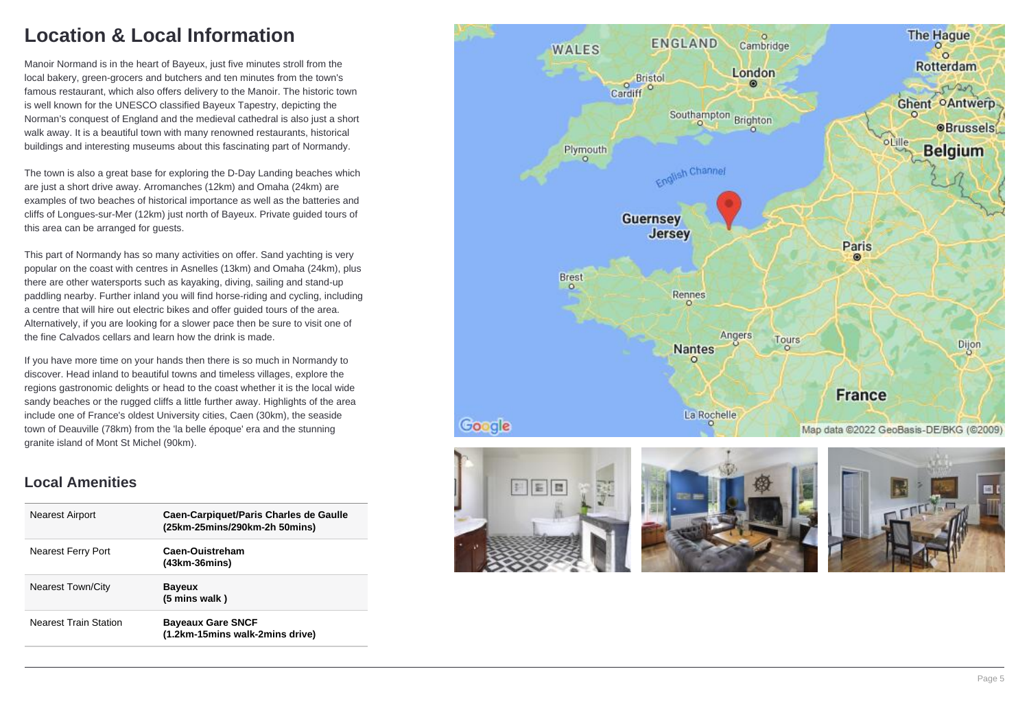# Location & Local Information

Manoir Normand is in the heart of Bayeux, just five minutes stroll from the local bakery, green-grocers and butchers and ten minutes from the town's famous restaurant, which also offers delivery to the Manoir. The historic town is well known for the UNESCO classified Bayeux Tapestry, depicting the Norman's conquest of England and the medieval cathedral is also just a short walk away. It is a beautiful town with many renowned restaurants, historical buildings and interesting museums about this fascinating part of Normandy.

The town is also a great base for exploring the D-Day Landing beaches which are just a short drive away. Arromanches (12km) and Omaha (24km) are examples of two beaches of historical importance as well as the batteries and cliffs of Longues-sur-Mer (12km) just north of Bayeux. Private guided tours of this area can be arranged for guests.

This part of Normandy has so many activities on offer. Sand yachting is very popular on the coast with centres in Asnelles (13km) and Omaha (24km), plus there are other watersports such as kayaking, diving, sailing and stand-up paddling nearby. Further inland you will find horse-riding and cycling, including a centre that will hire out electric bikes and offer guided tours of the area. Alternatively, if you are looking for a slower pace then be sure to visit one of the fine Calvados cellars and learn how the drink is made.

If you have more time on your hands then there is so much in Normandy to discover. Head inland to beautiful towns and timeless villages, explore the regions gastronomic delights or head to the coast whether it is the local wide sandy beaches or the rugged cliffs a little further away. Highlights of the area include one of France's oldest University cities, Caen (30km), the seaside town of Deauville (78km) from the 'la belle époque' era and the stunning granite island of Mont St Michel (90km).

## Local Amenities

| | |
|---|---|
| Nearest Airport | **Caen-Carpiquet/Paris Charles de Gaulle (25km-25mins/290km-2h 50mins)** |
| Nearest Ferry Port | **Caen-Ouistreham (43km-36mins)** |
| Nearest Town/City | **Bayeux (5 mins walk )** |
| Nearest Train Station | **Bayeaux Gare SNCF (1.2km-15mins walk-2mins drive)** |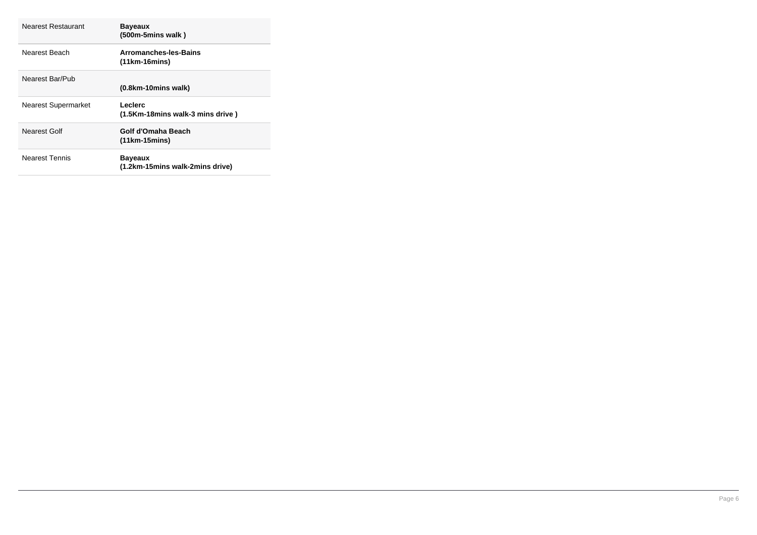| | |
|---|---|
| Nearest Restaurant | **Bayeaux (500m-5mins walk )** |
| Nearest Beach | **Arromanches-les-Bains (11km-16mins)** |
| Nearest Bar/Pub | **(0.8km-10mins walk)** |
| Nearest Supermarket | **Leclerc (1.5Km-18mins walk-3 mins drive )** |
| Nearest Golf | **Golf d'Omaha Beach (11km-15mins)** |
| Nearest Tennis | **Bayeaux (1.2km-15mins walk-2mins drive)** |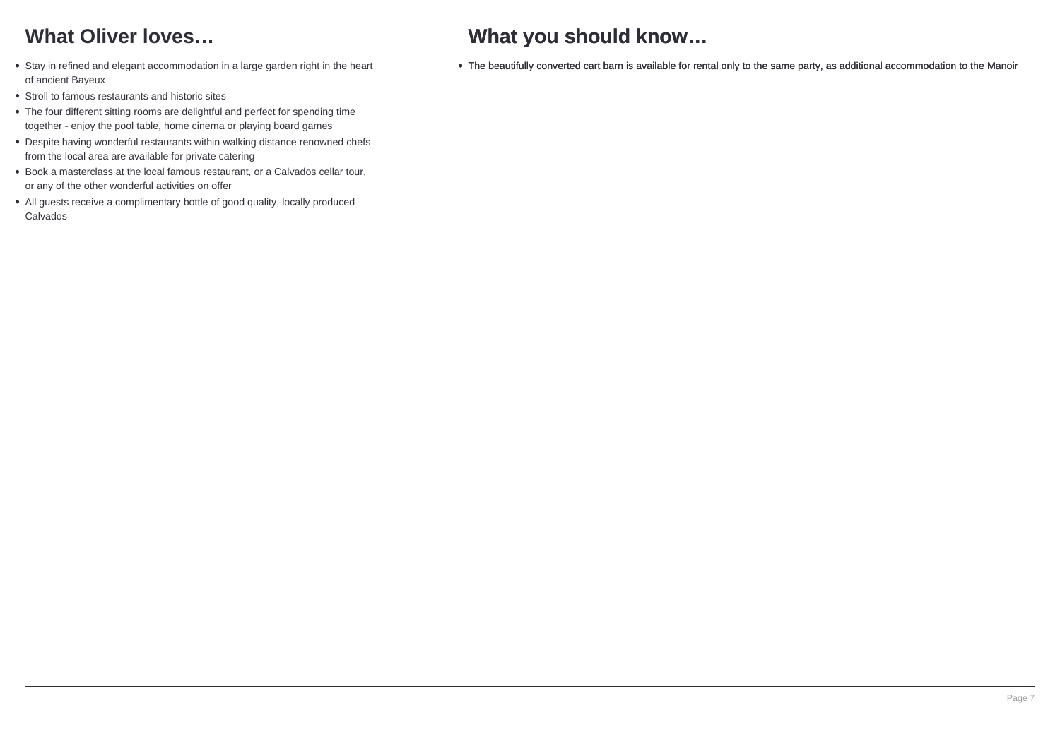## What Oliver loves…

- Stay in refined and elegant accommodation in a large garden right in the heart of ancient Bayeux
- Stroll to famous restaurants and historic sites
- The four different sitting rooms are delightful and perfect for spending time together - enjoy the pool table, home cinema or playing board games
- Despite having wonderful restaurants within walking distance renowned chefs from the local area are available for private catering
- Book a masterclass at the local famous restaurant, or a Calvados cellar tour, or any of the other wonderful activities on offer
- All guests receive a complimentary bottle of good quality, locally produced Calvados

## What you should know…

- The beautifully converted cart barn is available for rental only to the same party, as additional accommodation to the Manoir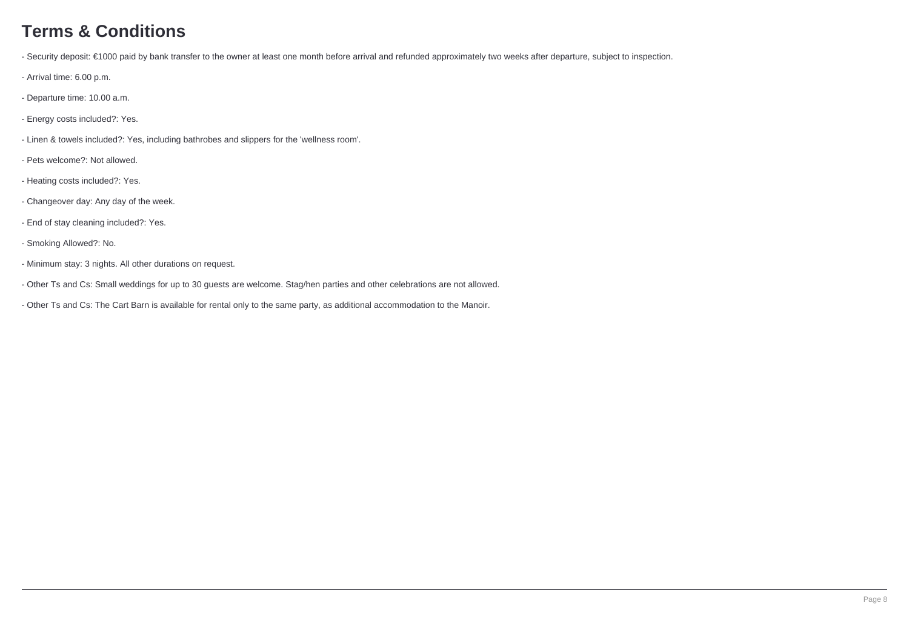# Terms & Conditions

- Security deposit: €1000 paid by bank transfer to the owner at least one month before arrival and refunded approximately two weeks after departure, subject to inspection.
- Arrival time: 6.00 p.m.
- Departure time: 10.00 a.m.
- Energy costs included?: Yes.
- Linen & towels included?: Yes, including bathrobes and slippers for the 'wellness room'.
- Pets welcome?: Not allowed.
- Heating costs included?: Yes.
- Changeover day: Any day of the week.
- End of stay cleaning included?: Yes.
- Smoking Allowed?: No.
- Minimum stay: 3 nights. All other durations on request.
- Other Ts and Cs: Small weddings for up to 30 guests are welcome. Stag/hen parties and other celebrations are not allowed.
- Other Ts and Cs: The Cart Barn is available for rental only to the same party, as additional accommodation to the Manoir.